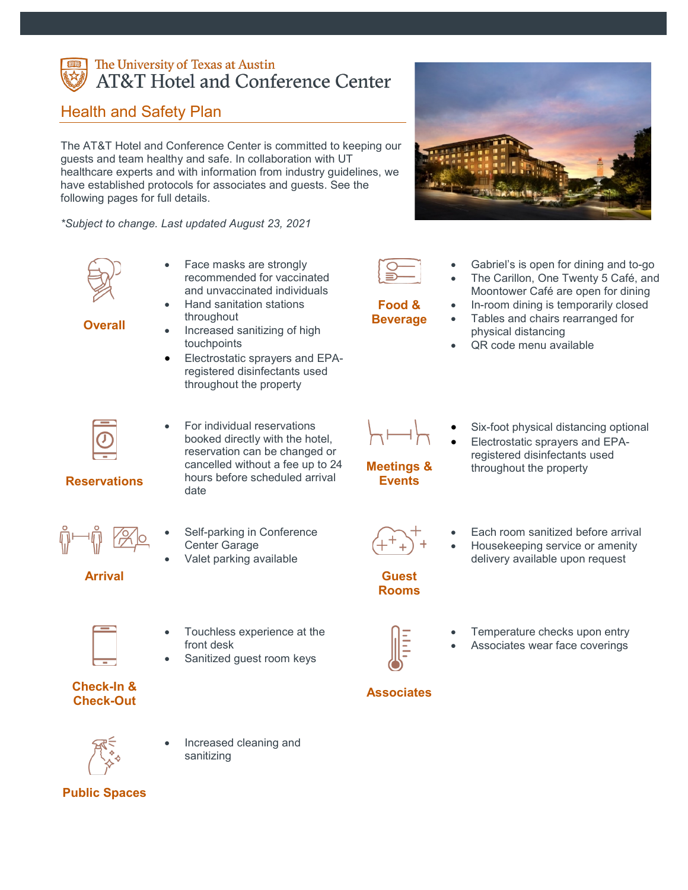The University of Texas at Austin
# AT&T Hotel and Conference Center

## Health and Safety Plan

The AT&T Hotel and Conference Center is committed to keeping our guests and team healthy and safe. In collaboration with UT healthcare experts and with information from industry guidelines, we have established protocols for associates and guests. See the following pages for full details.

*\*Subject to change. Last updated August 23, 2021*

### Overall

- Face masks are strongly recommended for vaccinated and unvaccinated individuals
- Hand sanitation stations throughout
- Increased sanitizing of high touchpoints
- Electrostatic sprayers and EPA-registered disinfectants used throughout the property

### Reservations

- For individual reservations booked directly with the hotel, reservation can be changed or cancelled without a fee up to 24 hours before scheduled arrival date

### Arrival

- Self-parking in Conference Center Garage
- Valet parking available

### Check-In & Check-Out

- Touchless experience at the front desk
- Sanitized guest room keys

### Public Spaces

- Increased cleaning and sanitizing

### Food & Beverage

- Gabriel's is open for dining and to-go
- The Carillon, One Twenty 5 Café, and Moontower Café are open for dining
- In-room dining is temporarily closed
- Tables and chairs rearranged for physical distancing
- QR code menu available

### Meetings & Events

- Six-foot physical distancing optional
- Electrostatic sprayers and EPA-registered disinfectants used throughout the property

### Guest Rooms

- Each room sanitized before arrival
- Housekeeping service or amenity delivery available upon request

### Associates

- Temperature checks upon entry
- Associates wear face coverings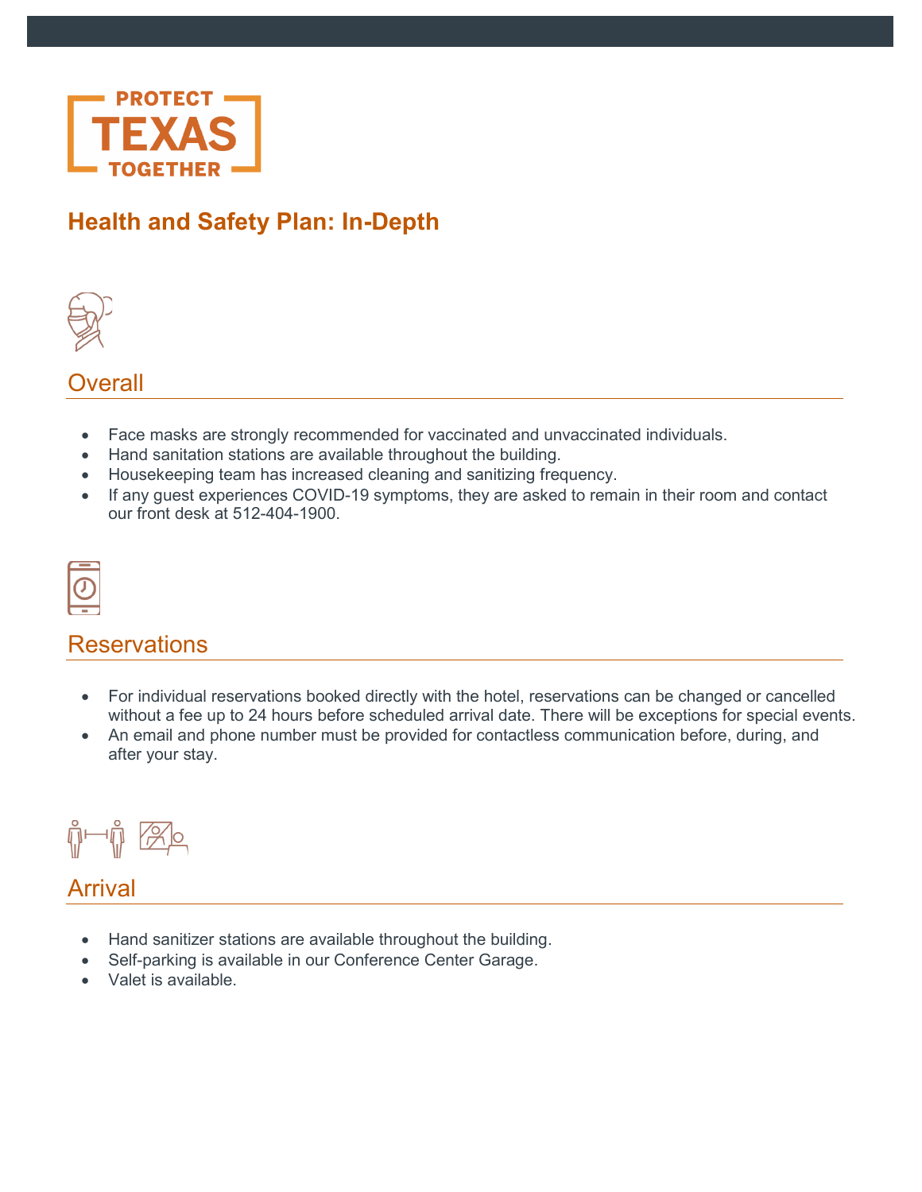PROTECT TEXAS TOGETHER

# Health and Safety Plan: In-Depth

## Overall

- Face masks are strongly recommended for vaccinated and unvaccinated individuals.
- Hand sanitation stations are available throughout the building.
- Housekeeping team has increased cleaning and sanitizing frequency.
- If any guest experiences COVID-19 symptoms, they are asked to remain in their room and contact our front desk at 512-404-1900.

## Reservations

- For individual reservations booked directly with the hotel, reservations can be changed or cancelled without a fee up to 24 hours before scheduled arrival date. There will be exceptions for special events.
- An email and phone number must be provided for contactless communication before, during, and after your stay.

## Arrival

- Hand sanitizer stations are available throughout the building.
- Self-parking is available in our Conference Center Garage.
- Valet is available.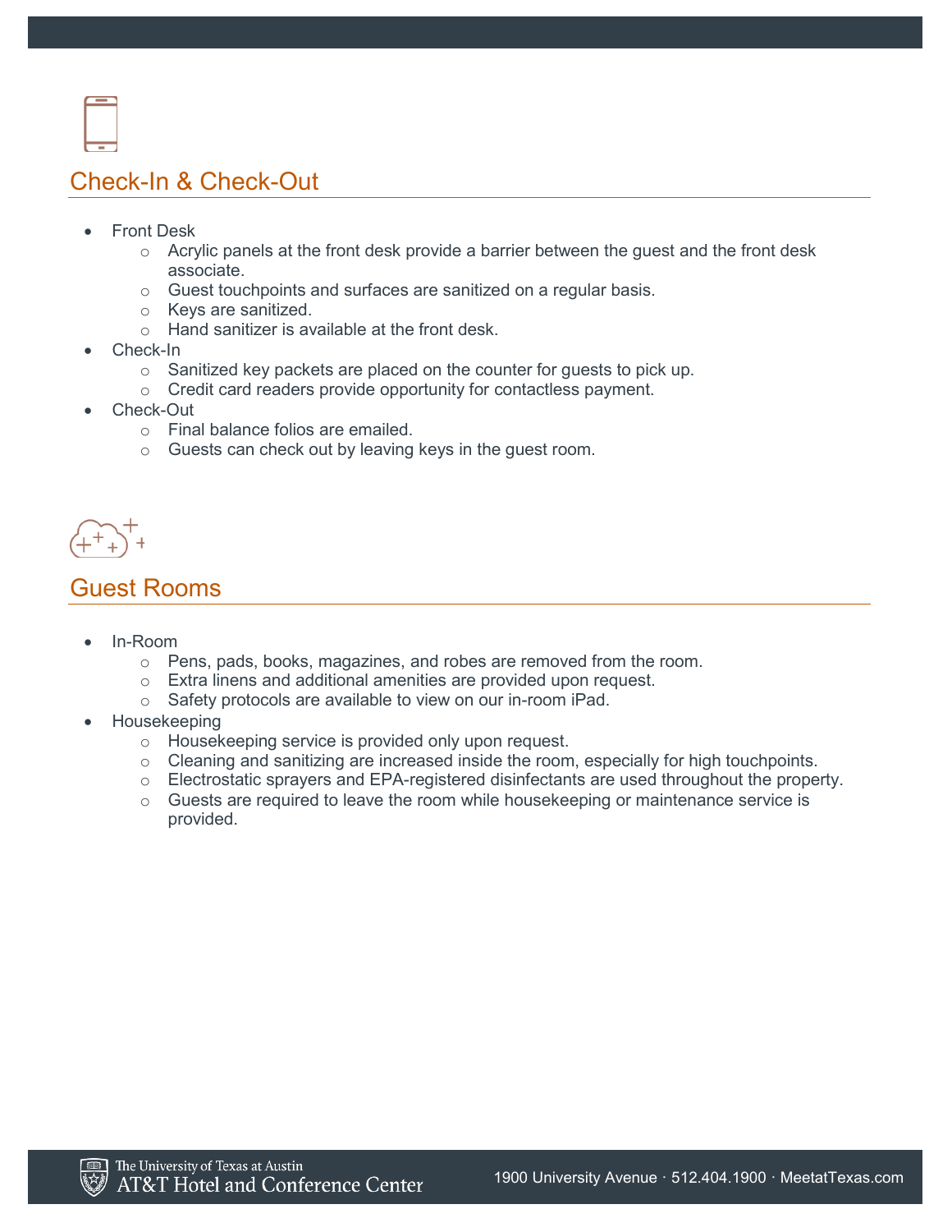## Check-In & Check-Out

- Front Desk
    - Acrylic panels at the front desk provide a barrier between the guest and the front desk associate.
    - Guest touchpoints and surfaces are sanitized on a regular basis.
    - Keys are sanitized.
    - Hand sanitizer is available at the front desk.
- Check-In
    - Sanitized key packets are placed on the counter for guests to pick up.
    - Credit card readers provide opportunity for contactless payment.
- Check-Out
    - Final balance folios are emailed.
    - Guests can check out by leaving keys in the guest room.

## Guest Rooms

- In-Room
    - Pens, pads, books, magazines, and robes are removed from the room.
    - Extra linens and additional amenities are provided upon request.
    - Safety protocols are available to view on our in-room iPad.
- Housekeeping
    - Housekeeping service is provided only upon request.
    - Cleaning and sanitizing are increased inside the room, especially for high touchpoints.
    - Electrostatic sprayers and EPA-registered disinfectants are used throughout the property.
    - Guests are required to leave the room while housekeeping or maintenance service is provided.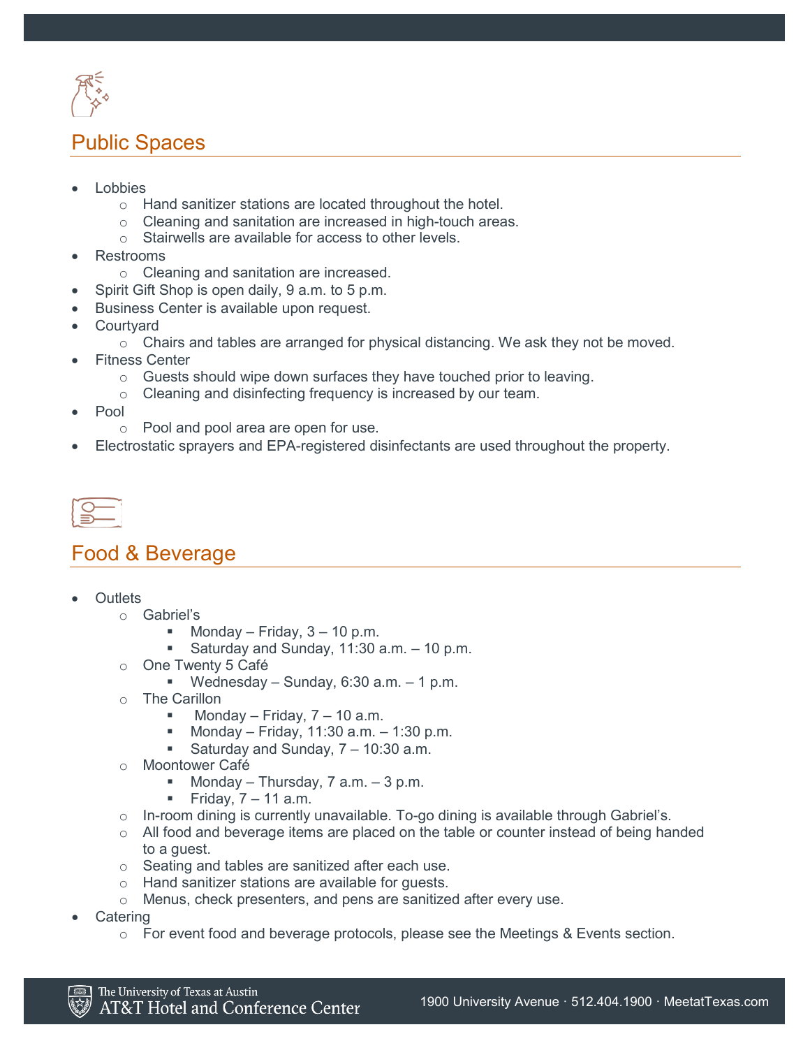## Public Spaces

- Lobbies
  - Hand sanitizer stations are located throughout the hotel.
  - Cleaning and sanitation are increased in high-touch areas.
  - Stairwells are available for access to other levels.
- Restrooms
  - Cleaning and sanitation are increased.
- Spirit Gift Shop is open daily, 9 a.m. to 5 p.m.
- Business Center is available upon request.
- Courtyard
  - Chairs and tables are arranged for physical distancing. We ask they not be moved.
- Fitness Center
  - Guests should wipe down surfaces they have touched prior to leaving.
  - Cleaning and disinfecting frequency is increased by our team.
- Pool
  - Pool and pool area are open for use.
- Electrostatic sprayers and EPA-registered disinfectants are used throughout the property.

## Food & Beverage

- Outlets
  - Gabriel's
    - Monday – Friday, 3 – 10 p.m.
    - Saturday and Sunday, 11:30 a.m. – 10 p.m.
  - One Twenty 5 Café
    - Wednesday – Sunday, 6:30 a.m. – 1 p.m.
  - The Carillon
    - Monday – Friday, 7 – 10 a.m.
    - Monday – Friday, 11:30 a.m. – 1:30 p.m.
    - Saturday and Sunday, 7 – 10:30 a.m.
  - Moontower Café
    - Monday – Thursday, 7 a.m. – 3 p.m.
    - Friday, 7 – 11 a.m.
  - In-room dining is currently unavailable. To-go dining is available through Gabriel's.
  - All food and beverage items are placed on the table or counter instead of being handed to a guest.
  - Seating and tables are sanitized after each use.
  - Hand sanitizer stations are available for guests.
  - Menus, check presenters, and pens are sanitized after every use.
- Catering
  - For event food and beverage protocols, please see the Meetings & Events section.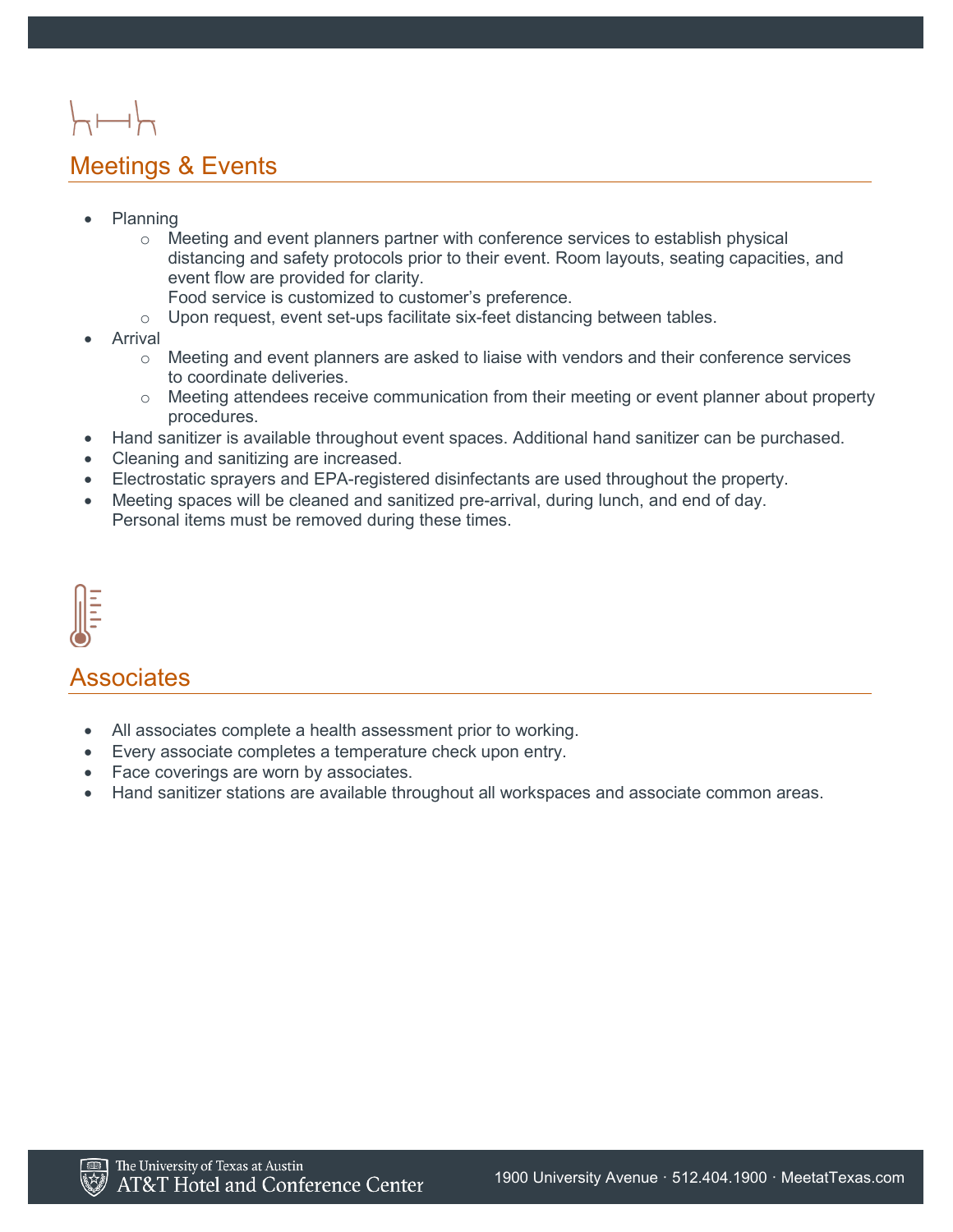## Meetings & Events

- Planning
  - Meeting and event planners partner with conference services to establish physical distancing and safety protocols prior to their event. Room layouts, seating capacities, and event flow are provided for clarity.
    Food service is customized to customer's preference.
  - Upon request, event set-ups facilitate six-feet distancing between tables.
- Arrival
  - Meeting and event planners are asked to liaise with vendors and their conference services to coordinate deliveries.
  - Meeting attendees receive communication from their meeting or event planner about property procedures.
- Hand sanitizer is available throughout event spaces. Additional hand sanitizer can be purchased.
- Cleaning and sanitizing are increased.
- Electrostatic sprayers and EPA-registered disinfectants are used throughout the property.
- Meeting spaces will be cleaned and sanitized pre-arrival, during lunch, and end of day.
  Personal items must be removed during these times.

## Associates

- All associates complete a health assessment prior to working.
- Every associate completes a temperature check upon entry.
- Face coverings are worn by associates.
- Hand sanitizer stations are available throughout all workspaces and associate common areas.